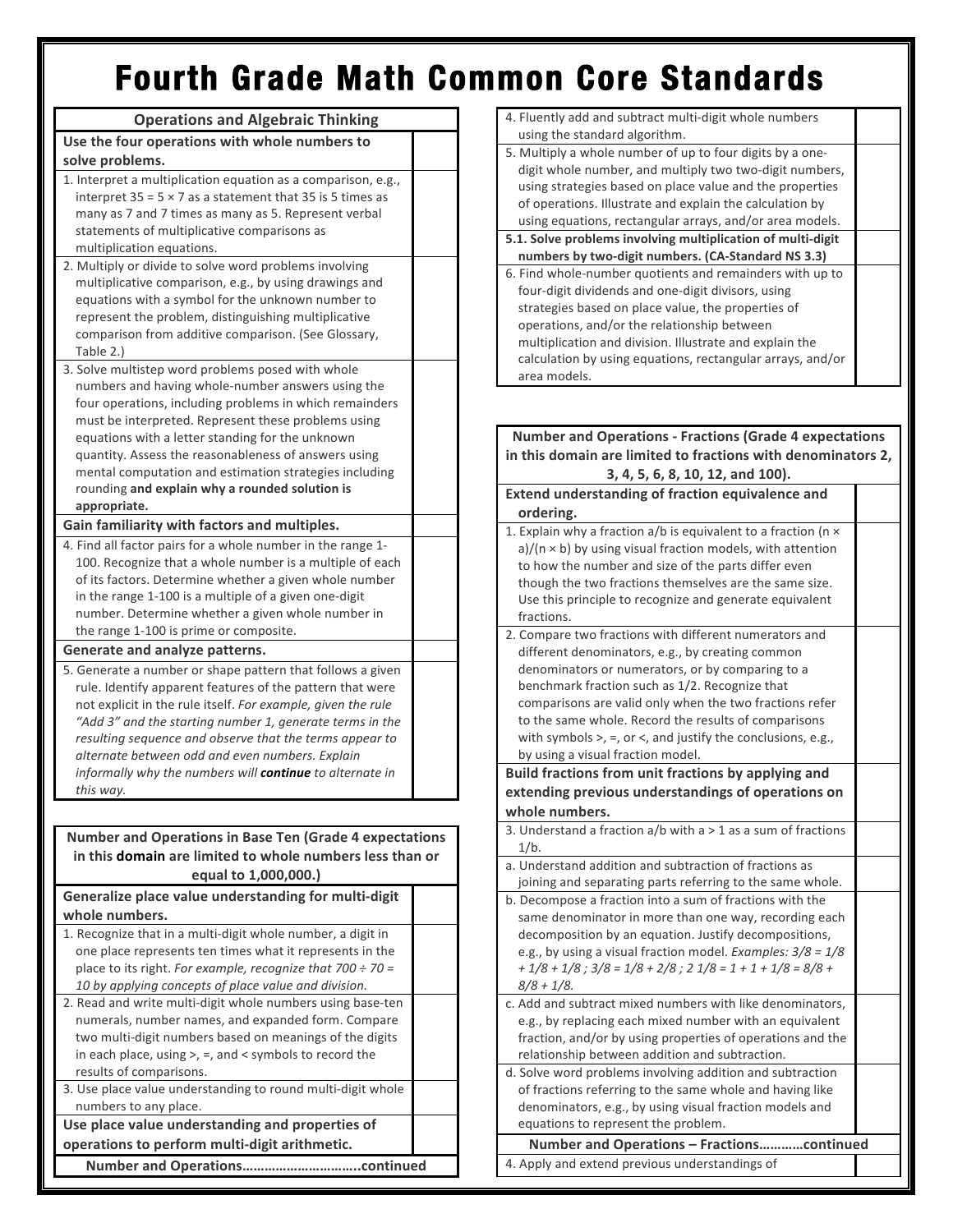# Fourth Grade Math Common Core Standards

| Operations and Algebraic Thinking | |
|---|---|
| **Use the four operations with whole numbers to solve problems.** | |
| 1. Interpret a multiplication equation as a comparison, e.g., interpret 35 = 5 × 7 as a statement that 35 is 5 times as many as 7 and 7 times as many as 5. Represent verbal statements of multiplicative comparisons as multiplication equations. | |
| 2. Multiply or divide to solve word problems involving multiplicative comparison, e.g., by using drawings and equations with a symbol for the unknown number to represent the problem, distinguishing multiplicative comparison from additive comparison. (See Glossary, Table 2.) | |
| 3. Solve multistep word problems posed with whole numbers and having whole-number answers using the four operations, including problems in which remainders must be interpreted. Represent these problems using equations with a letter standing for the unknown quantity. Assess the reasonableness of answers using mental computation and estimation strategies including rounding **and explain why a rounded solution is appropriate.** | |
| **Gain familiarity with factors and multiples.** | |
| 4. Find all factor pairs for a whole number in the range 1-100. Recognize that a whole number is a multiple of each of its factors. Determine whether a given whole number in the range 1-100 is a multiple of a given one-digit number. Determine whether a given whole number in the range 1-100 is prime or composite. | |
| **Generate and analyze patterns.** | |
| 5. Generate a number or shape pattern that follows a given rule. Identify apparent features of the pattern that were not explicit in the rule itself. *For example, given the rule "Add 3" and the starting number 1, generate terms in the resulting sequence and observe that the terms appear to alternate between odd and even numbers. Explain informally why the numbers will* ***continue*** *to alternate in this way.* | |

| Number and Operations in Base Ten (Grade 4 expectations in this **domain** are limited to whole numbers less than or equal to 1,000,000.) | |
|---|---|
| **Generalize place value understanding for multi-digit whole numbers.** | |
| 1. Recognize that in a multi-digit whole number, a digit in one place represents ten times what it represents in the place to its right. *For example, recognize that 700 ÷ 70 = 10 by applying concepts of place value and division.* | |
| 2. Read and write multi-digit whole numbers using base-ten numerals, number names, and expanded form. Compare two multi-digit numbers based on meanings of the digits in each place, using >, =, and < symbols to record the results of comparisons. | |
| 3. Use place value understanding to round multi-digit whole numbers to any place. | |
| **Use place value understanding and properties of operations to perform multi-digit arithmetic.** | |
| **Number and Operations…………………………..continued** | |
| 4. Fluently add and subtract multi-digit whole numbers using the standard algorithm. | |
| 5. Multiply a whole number of up to four digits by a one-digit whole number, and multiply two two-digit numbers, using strategies based on place value and the properties of operations. Illustrate and explain the calculation by using equations, rectangular arrays, and/or area models. | |
| **5.1. Solve problems involving multiplication of multi-digit numbers by two-digit numbers. (CA-Standard NS 3.3)** | |
| 6. Find whole-number quotients and remainders with up to four-digit dividends and one-digit divisors, using strategies based on place value, the properties of operations, and/or the relationship between multiplication and division. Illustrate and explain the calculation by using equations, rectangular arrays, and/or area models. | |

| Number and Operations - Fractions (Grade 4 expectations in this domain are limited to fractions with denominators 2, 3, 4, 5, 6, 8, 10, 12, and 100). | |
|---|---|
| **Extend understanding of fraction equivalence and ordering.** | |
| 1. Explain why a fraction a/b is equivalent to a fraction (n × a)/(n × b) by using visual fraction models, with attention to how the number and size of the parts differ even though the two fractions themselves are the same size. Use this principle to recognize and generate equivalent fractions. | |
| 2. Compare two fractions with different numerators and different denominators, e.g., by creating common denominators or numerators, or by comparing to a benchmark fraction such as 1/2. Recognize that comparisons are valid only when the two fractions refer to the same whole. Record the results of comparisons with symbols >, =, or <, and justify the conclusions, e.g., by using a visual fraction model. | |
| **Build fractions from unit fractions by applying and extending previous understandings of operations on whole numbers.** | |
| 3. Understand a fraction a/b with a > 1 as a sum of fractions 1/b. | |
| a. Understand addition and subtraction of fractions as joining and separating parts referring to the same whole. | |
| b. Decompose a fraction into a sum of fractions with the same denominator in more than one way, recording each decomposition by an equation. Justify decompositions, e.g., by using a visual fraction model. *Examples: 3/8 = 1/8 + 1/8 + 1/8 ; 3/8 = 1/8 + 2/8 ; 2 1/8 = 1 + 1 + 1/8 = 8/8 + 8/8 + 1/8.* | |
| c. Add and subtract mixed numbers with like denominators, e.g., by replacing each mixed number with an equivalent fraction, and/or by using properties of operations and the relationship between addition and subtraction. | |
| d. Solve word problems involving addition and subtraction of fractions referring to the same whole and having like denominators, e.g., by using visual fraction models and equations to represent the problem. | |
| **Number and Operations – Fractions…………continued** | |
| 4. Apply and extend previous understandings of | |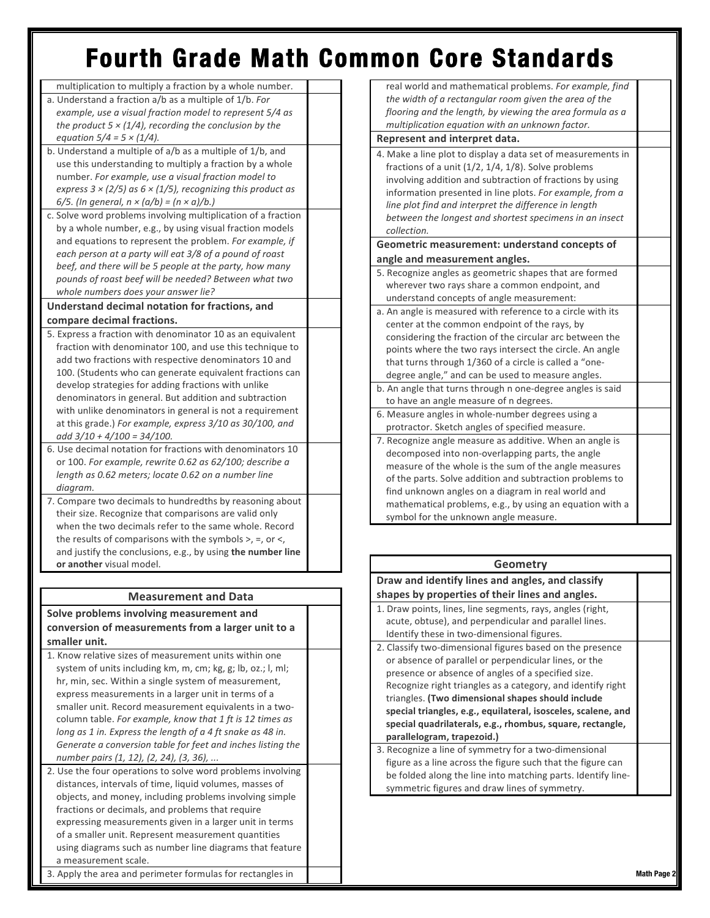# Fourth Grade Math Common Core Standards

multiplication to multiply a fraction by a whole number.

a. Understand a fraction a/b as a multiple of 1/b. *For example, use a visual fraction model to represent 5/4 as the product 5 × (1/4), recording the conclusion by the equation 5/4 = 5 × (1/4).*

b. Understand a multiple of a/b as a multiple of 1/b, and use this understanding to multiply a fraction by a whole number. *For example, use a visual fraction model to express 3 × (2/5) as 6 × (1/5), recognizing this product as 6/5. (In general, n × (a/b) = (n × a)/b.)*

c. Solve word problems involving multiplication of a fraction by a whole number, e.g., by using visual fraction models and equations to represent the problem. *For example, if each person at a party will eat 3/8 of a pound of roast beef, and there will be 5 people at the party, how many pounds of roast beef will be needed? Between what two whole numbers does your answer lie?*

**Understand decimal notation for fractions, and compare decimal fractions.**

5. Express a fraction with denominator 10 as an equivalent fraction with denominator 100, and use this technique to add two fractions with respective denominators 10 and 100. (Students who can generate equivalent fractions can develop strategies for adding fractions with unlike denominators in general. But addition and subtraction with unlike denominators in general is not a requirement at this grade.) *For example, express 3/10 as 30/100, and add 3/10 + 4/100 = 34/100.*

6. Use decimal notation for fractions with denominators 10 or 100. *For example, rewrite 0.62 as 62/100; describe a length as 0.62 meters; locate 0.62 on a number line diagram.*

7. Compare two decimals to hundredths by reasoning about their size. Recognize that comparisons are valid only when the two decimals refer to the same whole. Record the results of comparisons with the symbols >, =, or <, and justify the conclusions, e.g., by using **the number line or another** visual model.

## Measurement and Data

**Solve problems involving measurement and conversion of measurements from a larger unit to a smaller unit.**

1. Know relative sizes of measurement units within one system of units including km, m, cm; kg, g; lb, oz.; l, ml; hr, min, sec. Within a single system of measurement, express measurements in a larger unit in terms of a smaller unit. Record measurement equivalents in a two-column table. *For example, know that 1 ft is 12 times as long as 1 in. Express the length of a 4 ft snake as 48 in. Generate a conversion table for feet and inches listing the number pairs (1, 12), (2, 24), (3, 36), ...*

2. Use the four operations to solve word problems involving distances, intervals of time, liquid volumes, masses of objects, and money, including problems involving simple fractions or decimals, and problems that require expressing measurements given in a larger unit in terms of a smaller unit. Represent measurement quantities using diagrams such as number line diagrams that feature a measurement scale.

3. Apply the area and perimeter formulas for rectangles in real world and mathematical problems. *For example, find the width of a rectangular room given the area of the flooring and the length, by viewing the area formula as a multiplication equation with an unknown factor.*

**Represent and interpret data.**

4. Make a line plot to display a data set of measurements in fractions of a unit (1/2, 1/4, 1/8). Solve problems involving addition and subtraction of fractions by using information presented in line plots. *For example, from a line plot find and interpret the difference in length between the longest and shortest specimens in an insect collection.*

**Geometric measurement: understand concepts of angle and measurement angles.**

5. Recognize angles as geometric shapes that are formed wherever two rays share a common endpoint, and understand concepts of angle measurement:

a. An angle is measured with reference to a circle with its center at the common endpoint of the rays, by considering the fraction of the circular arc between the points where the two rays intersect the circle. An angle that turns through 1/360 of a circle is called a "one-degree angle," and can be used to measure angles.

b. An angle that turns through n one-degree angles is said to have an angle measure of n degrees.

6. Measure angles in whole-number degrees using a protractor. Sketch angles of specified measure.

7. Recognize angle measure as additive. When an angle is decomposed into non-overlapping parts, the angle measure of the whole is the sum of the angle measures of the parts. Solve addition and subtraction problems to find unknown angles on a diagram in real world and mathematical problems, e.g., by using an equation with a symbol for the unknown angle measure.

## Geometry

**Draw and identify lines and angles, and classify shapes by properties of their lines and angles.**

1. Draw points, lines, line segments, rays, angles (right, acute, obtuse), and perpendicular and parallel lines. Identify these in two-dimensional figures.

2. Classify two-dimensional figures based on the presence or absence of parallel or perpendicular lines, or the presence or absence of angles of a specified size. Recognize right triangles as a category, and identify right triangles. **(Two dimensional shapes should include special triangles, e.g., equilateral, isosceles, scalene, and special quadrilaterals, e.g., rhombus, square, rectangle, parallelogram, trapezoid.)**

3. Recognize a line of symmetry for a two-dimensional figure as a line across the figure such that the figure can be folded along the line into matching parts. Identify line-symmetric figures and draw lines of symmetry.